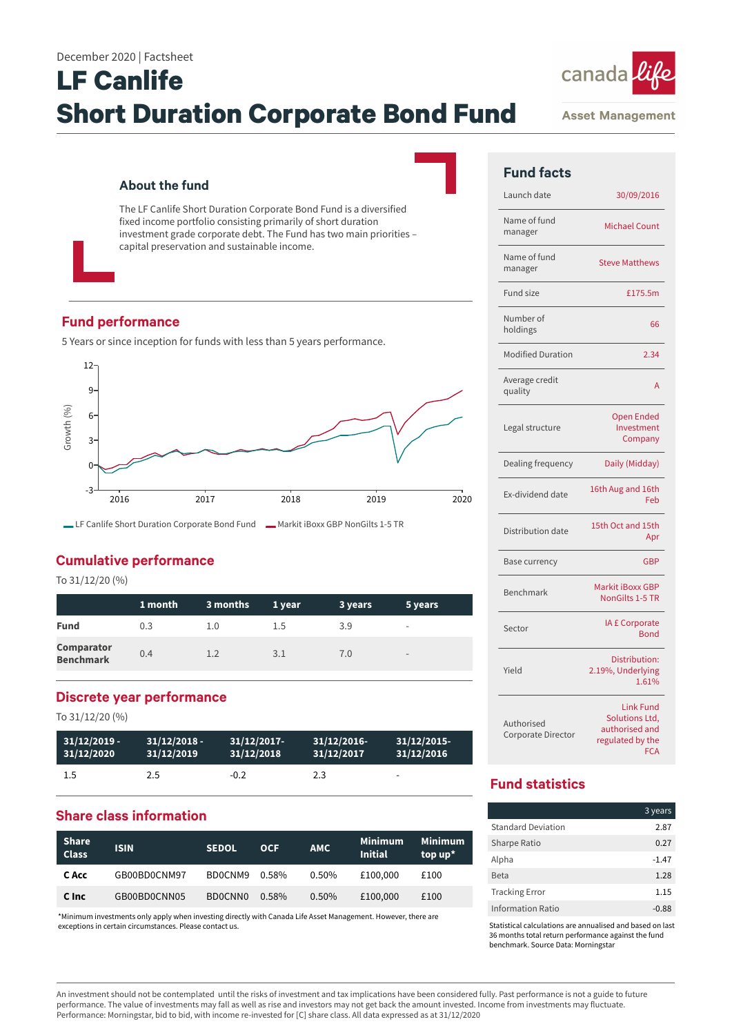December 2020 | Factsheet

# LF Canlife Short Duration Corporate Bond Fund

canada life Asset Management

## About the fund

The LF Canlife Short Duration Corporate Bond Fund is a diversified fixed income portfolio consisting primarily of short duration investment grade corporate debt. The Fund has two main priorities – capital preservation and sustainable income.

## Fund performance

5 Years or since inception for funds with less than 5 years performance.

Growth (%)

12, 9, 6, 3, 0, -3

2016, 2017, 2018, 2019, 2020

LF Canlife Short Duration Corporate Bond Fund — Markit iBoxx GBP NonGilts 1-5 TR

## Cumulative performance

To 31/12/20 (%)

| | 1 month | 3 months | 1 year | 3 years | 5 years |
|---|---|---|---|---|---|
| **Fund** | 0.3 | 1.0 | 1.5 | 3.9 | - |
| **Comparator Benchmark** | 0.4 | 1.2 | 3.1 | 7.0 | - |

## Discrete year performance

To 31/12/20 (%)

| 31/12/2019 - 31/12/2020 | 31/12/2018 - 31/12/2019 | 31/12/2017- 31/12/2018 | 31/12/2016- 31/12/2017 | 31/12/2015- 31/12/2016 |
|---|---|---|---|---|
| 1.5 | 2.5 | -0.2 | 2.3 | - |

## Share class information

| Share Class | ISIN | SEDOL | OCF | AMC | Minimum Initial | Minimum top up* |
|---|---|---|---|---|---|---|
| **C Acc** | GB00BD0CNM97 | BD0CNM9 | 0.58% | 0.50% | £100,000 | £100 |
| **C Inc** | GB00BD0CNN05 | BD0CNN0 | 0.58% | 0.50% | £100,000 | £100 |

*Minimum investments only apply when investing directly with Canada Life Asset Management. However, there are exceptions in certain circumstances. Please contact us.

## Fund facts

| | |
|---|---|
| Launch date | 30/09/2016 |
| Name of fund manager | Michael Count |
| Name of fund manager | Steve Matthews |
| Fund size | £175.5m |
| Number of holdings | 66 |
| Modified Duration | 2.34 |
| Average credit quality | A |
| Legal structure | Open Ended Investment Company |
| Dealing frequency | Daily (Midday) |
| Ex-dividend date | 16th Aug and 16th Feb |
| Distribution date | 15th Oct and 15th Apr |
| Base currency | GBP |
| Benchmark | Markit iBoxx GBP NonGilts 1-5 TR |
| Sector | IA £ Corporate Bond |
| Yield | Distribution: 2.19%, Underlying 1.61% |
| Authorised Corporate Director | Link Fund Solutions Ltd, authorised and regulated by the FCA |

## Fund statistics

| | 3 years |
|---|---|
| Standard Deviation | 2.87 |
| Sharpe Ratio | 0.27 |
| Alpha | -1.47 |
| Beta | 1.28 |
| Tracking Error | 1.15 |
| Information Ratio | -0.88 |

Statistical calculations are annualised and based on last 36 months total return performance against the fund benchmark. Source Data: Morningstar

An investment should not be contemplated until the risks of investment and tax implications have been considered fully. Past performance is not a guide to future performance. The value of investments may fall as well as rise and investors may not get back the amount invested. Income from investments may fluctuate. Performance: Morningstar, bid to bid, with income re-invested for [C] share class. All data expressed as at 31/12/2020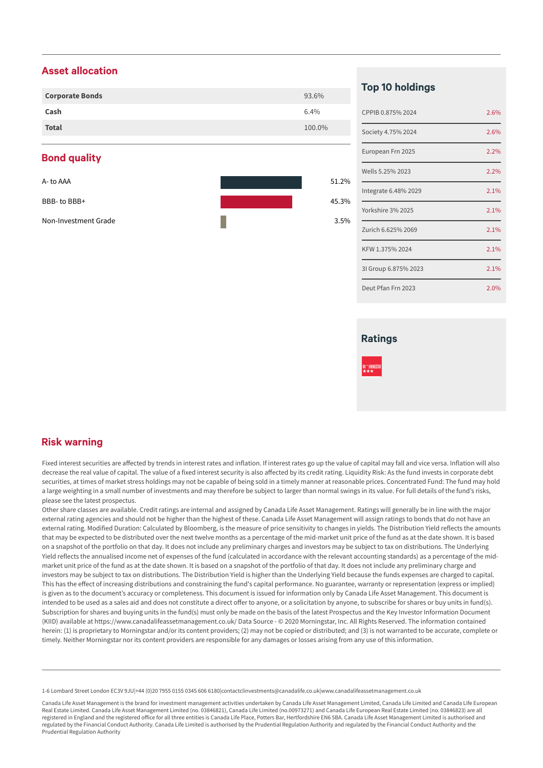## Asset allocation

| | |
|---|---|
| **Corporate Bonds** | 93.6% |
| **Cash** | 6.4% |
| **Total** | 100.0% |

## Bond quality

A- to AAA 51.2%

BBB- to BBB+ 45.3%

Non-Investment Grade 3.5%

## Top 10 holdings

| | |
|---|---|
| CPPIB 0.875% 2024 | 2.6% |
| Society 4.75% 2024 | 2.6% |
| European Frn 2025 | 2.2% |
| Wells 5.25% 2023 | 2.2% |
| Integrate 6.48% 2029 | 2.1% |
| Yorkshire 3% 2025 | 2.1% |
| Zurich 6.625% 2069 | 2.1% |
| KFW 1.375% 2024 | 2.1% |
| 3I Group 6.875% 2023 | 2.1% |
| Deut Pfan Frn 2023 | 2.0% |

## Ratings

MORNINGSTAR ★★★

## Risk warning

Fixed interest securities are affected by trends in interest rates and inflation. If interest rates go up the value of capital may fall and vice versa. Inflation will also decrease the real value of capital. The value of a fixed interest security is also affected by its credit rating. Liquidity Risk: As the fund invests in corporate debt securities, at times of market stress holdings may not be capable of being sold in a timely manner at reasonable prices. Concentrated Fund: The fund may hold a large weighting in a small number of investments and may therefore be subject to larger than normal swings in its value. For full details of the fund's risks, please see the latest prospectus.

Other share classes are available. Credit ratings are internal and assigned by Canada Life Asset Management. Ratings will generally be in line with the major external rating agencies and should not be higher than the highest of these. Canada Life Asset Management will assign ratings to bonds that do not have an external rating. Modified Duration: Calculated by Bloomberg, is the measure of price sensitivity to changes in yields. The Distribution Yield reflects the amounts that may be expected to be distributed over the next twelve months as a percentage of the mid-market unit price of the fund as at the date shown. It is based on a snapshot of the portfolio on that day. It does not include any preliminary charges and investors may be subject to tax on distributions. The Underlying Yield reflects the annualised income net of expenses of the fund (calculated in accordance with the relevant accounting standards) as a percentage of the mid-market unit price of the fund as at the date shown. It is based on a snapshot of the portfolio of that day. It does not include any preliminary charge and investors may be subject to tax on distributions. The Distribution Yield is higher than the Underlying Yield because the funds expenses are charged to capital. This has the effect of increasing distributions and constraining the fund's capital performance. No guarantee, warranty or representation (express or implied) is given as to the document's accuracy or completeness. This document is issued for information only by Canada Life Asset Management. This document is intended to be used as a sales aid and does not constitute a direct offer to anyone, or a solicitation by anyone, to subscribe for shares or buy units in fund(s). Subscription for shares and buying units in the fund(s) must only be made on the basis of the latest Prospectus and the Key Investor Information Document (KIID) available at https://www.canadalifeassetmanagement.co.uk/ Data Source - © 2020 Morningstar, Inc. All Rights Reserved. The information contained herein: (1) is proprietary to Morningstar and/or its content providers; (2) may not be copied or distributed; and (3) is not warranted to be accurate, complete or timely. Neither Morningstar nor its content providers are responsible for any damages or losses arising from any use of this information.

1-6 Lombard Street London EC3V 9JU|+44 (0)20 7955 0155 0345 606 6180|contactclinvestments@canadalife.co.uk|www.canadalifeassetmanagement.co.uk

Canada Life Asset Management is the brand for investment management activities undertaken by Canada Life Asset Management Limited, Canada Life Limited and Canada Life European Real Estate Limited. Canada Life Asset Management Limited (no. 03846821), Canada Life Limited (no.00973271) and Canada Life European Real Estate Limited (no. 03846823) are all registered in England and the registered office for all three entities is Canada Life Place, Potters Bar, Hertfordshire EN6 5BA. Canada Life Asset Management Limited is authorised and regulated by the Financial Conduct Authority. Canada Life Limited is authorised by the Prudential Regulation Authority and regulated by the Financial Conduct Authority and the Prudential Regulation Authority